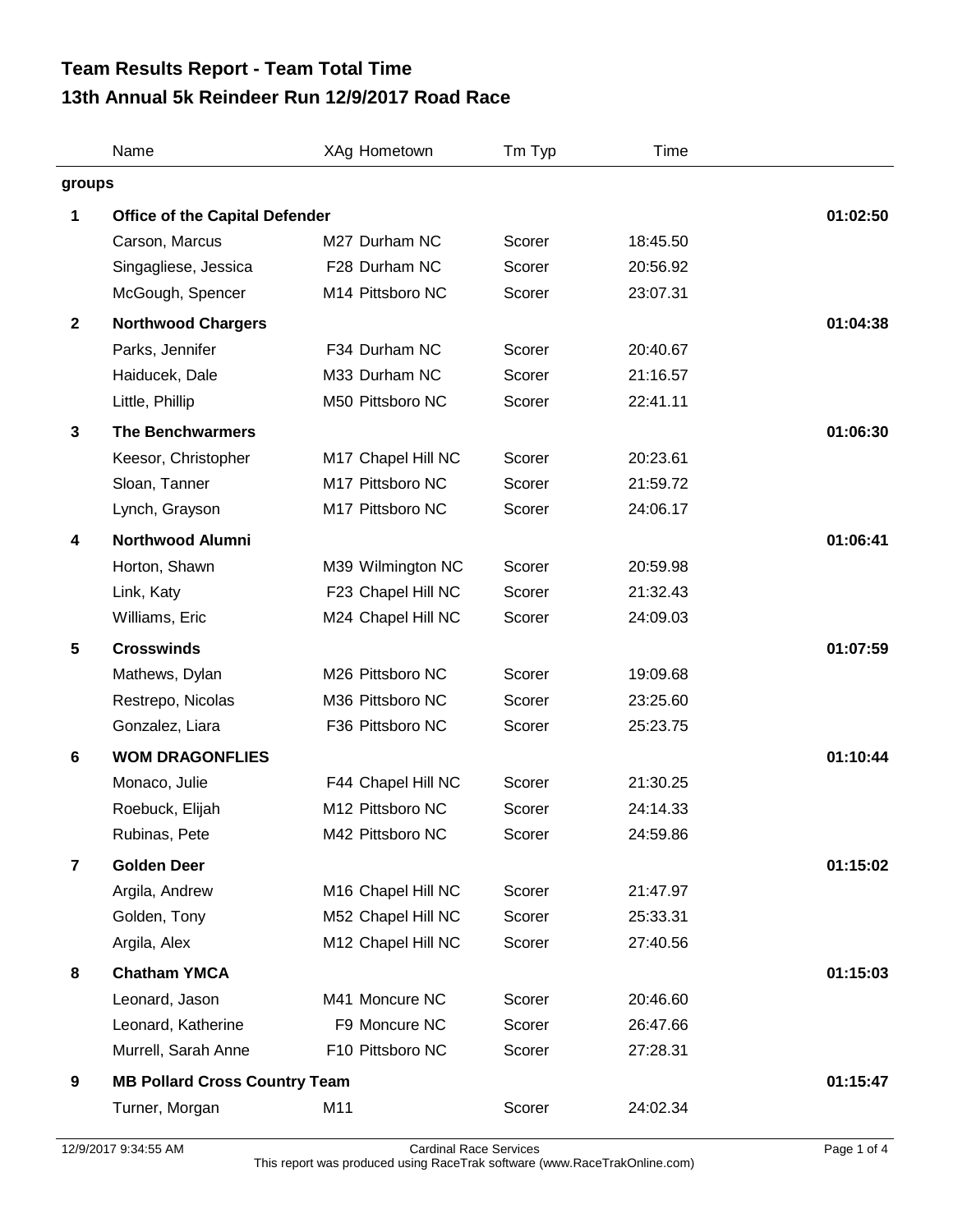# Team Results Report - Team Total Time
## 13th Annual 5k Reindeer Run 12/9/2017 Road Race

| | Name | XAg | Hometown | Tm Typ | Time | |
|---|---|---|---|---|---|---|
| **groups** | | | | | | |
| **1** | **Office of the Capital Defender** | | | | | **01:02:50** |
| | Carson, Marcus | M27 | Durham NC | Scorer | 18:45.50 | |
| | Singagliese, Jessica | F28 | Durham NC | Scorer | 20:56.92 | |
| | McGough, Spencer | M14 | Pittsboro NC | Scorer | 23:07.31 | |
| **2** | **Northwood Chargers** | | | | | **01:04:38** |
| | Parks, Jennifer | F34 | Durham NC | Scorer | 20:40.67 | |
| | Haiducek, Dale | M33 | Durham NC | Scorer | 21:16.57 | |
| | Little, Phillip | M50 | Pittsboro NC | Scorer | 22:41.11 | |
| **3** | **The Benchwarmers** | | | | | **01:06:30** |
| | Keesor, Christopher | M17 | Chapel Hill NC | Scorer | 20:23.61 | |
| | Sloan, Tanner | M17 | Pittsboro NC | Scorer | 21:59.72 | |
| | Lynch, Grayson | M17 | Pittsboro NC | Scorer | 24:06.17 | |
| **4** | **Northwood Alumni** | | | | | **01:06:41** |
| | Horton, Shawn | M39 | Wilmington NC | Scorer | 20:59.98 | |
| | Link, Katy | F23 | Chapel Hill NC | Scorer | 21:32.43 | |
| | Williams, Eric | M24 | Chapel Hill NC | Scorer | 24:09.03 | |
| **5** | **Crosswinds** | | | | | **01:07:59** |
| | Mathews, Dylan | M26 | Pittsboro NC | Scorer | 19:09.68 | |
| | Restrepo, Nicolas | M36 | Pittsboro NC | Scorer | 23:25.60 | |
| | Gonzalez, Liara | F36 | Pittsboro NC | Scorer | 25:23.75 | |
| **6** | **WOM DRAGONFLIES** | | | | | **01:10:44** |
| | Monaco, Julie | F44 | Chapel Hill NC | Scorer | 21:30.25 | |
| | Roebuck, Elijah | M12 | Pittsboro NC | Scorer | 24:14.33 | |
| | Rubinas, Pete | M42 | Pittsboro NC | Scorer | 24:59.86 | |
| **7** | **Golden Deer** | | | | | **01:15:02** |
| | Argila, Andrew | M16 | Chapel Hill NC | Scorer | 21:47.97 | |
| | Golden, Tony | M52 | Chapel Hill NC | Scorer | 25:33.31 | |
| | Argila, Alex | M12 | Chapel Hill NC | Scorer | 27:40.56 | |
| **8** | **Chatham YMCA** | | | | | **01:15:03** |
| | Leonard, Jason | M41 | Moncure NC | Scorer | 20:46.60 | |
| | Leonard, Katherine | F9 | Moncure NC | Scorer | 26:47.66 | |
| | Murrell, Sarah Anne | F10 | Pittsboro NC | Scorer | 27:28.31 | |
| **9** | **MB Pollard Cross Country Team** | | | | | **01:15:47** |
| | Turner, Morgan | M11 | | Scorer | 24:02.34 | |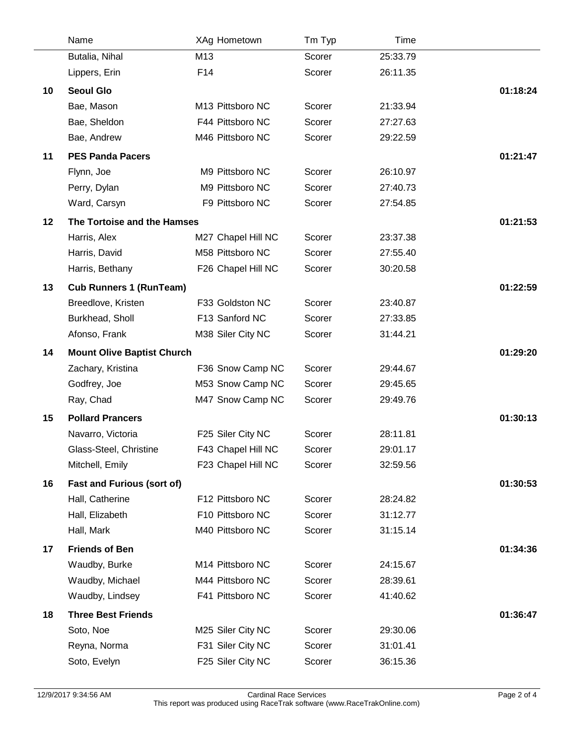| | Name | XAg Hometown | Tm Typ | Time | |
|---|---|---|---|---|---|
| | Butalia, Nihal | M13 | Scorer | 25:33.79 | |
| | Lippers, Erin | F14 | Scorer | 26:11.35 | |
| **10** | **Seoul Glo** | | | | **01:18:24** |
| | Bae, Mason | M13 Pittsboro NC | Scorer | 21:33.94 | |
| | Bae, Sheldon | F44 Pittsboro NC | Scorer | 27:27.63 | |
| | Bae, Andrew | M46 Pittsboro NC | Scorer | 29:22.59 | |
| **11** | **PES Panda Pacers** | | | | **01:21:47** |
| | Flynn, Joe | M9 Pittsboro NC | Scorer | 26:10.97 | |
| | Perry, Dylan | M9 Pittsboro NC | Scorer | 27:40.73 | |
| | Ward, Carsyn | F9 Pittsboro NC | Scorer | 27:54.85 | |
| **12** | **The Tortoise and the Hamses** | | | | **01:21:53** |
| | Harris, Alex | M27 Chapel Hill NC | Scorer | 23:37.38 | |
| | Harris, David | M58 Pittsboro NC | Scorer | 27:55.40 | |
| | Harris, Bethany | F26 Chapel Hill NC | Scorer | 30:20.58 | |
| **13** | **Cub Runners 1 (RunTeam)** | | | | **01:22:59** |
| | Breedlove, Kristen | F33 Goldston NC | Scorer | 23:40.87 | |
| | Burkhead, Sholl | F13 Sanford NC | Scorer | 27:33.85 | |
| | Afonso, Frank | M38 Siler City NC | Scorer | 31:44.21 | |
| **14** | **Mount Olive Baptist Church** | | | | **01:29:20** |
| | Zachary, Kristina | F36 Snow Camp NC | Scorer | 29:44.67 | |
| | Godfrey, Joe | M53 Snow Camp NC | Scorer | 29:45.65 | |
| | Ray, Chad | M47 Snow Camp NC | Scorer | 29:49.76 | |
| **15** | **Pollard Prancers** | | | | **01:30:13** |
| | Navarro, Victoria | F25 Siler City NC | Scorer | 28:11.81 | |
| | Glass-Steel, Christine | F43 Chapel Hill NC | Scorer | 29:01.17 | |
| | Mitchell, Emily | F23 Chapel Hill NC | Scorer | 32:59.56 | |
| **16** | **Fast and Furious (sort of)** | | | | **01:30:53** |
| | Hall, Catherine | F12 Pittsboro NC | Scorer | 28:24.82 | |
| | Hall, Elizabeth | F10 Pittsboro NC | Scorer | 31:12.77 | |
| | Hall, Mark | M40 Pittsboro NC | Scorer | 31:15.14 | |
| **17** | **Friends of Ben** | | | | **01:34:36** |
| | Waudby, Burke | M14 Pittsboro NC | Scorer | 24:15.67 | |
| | Waudby, Michael | M44 Pittsboro NC | Scorer | 28:39.61 | |
| | Waudby, Lindsey | F41 Pittsboro NC | Scorer | 41:40.62 | |
| **18** | **Three Best Friends** | | | | **01:36:47** |
| | Soto, Noe | M25 Siler City NC | Scorer | 29:30.06 | |
| | Reyna, Norma | F31 Siler City NC | Scorer | 31:01.41 | |
| | Soto, Evelyn | F25 Siler City NC | Scorer | 36:15.36 | |

12/9/2017 9:34:56 AM — Cardinal Race Services
This report was produced using RaceTrak software (www.RaceTrakOnline.com)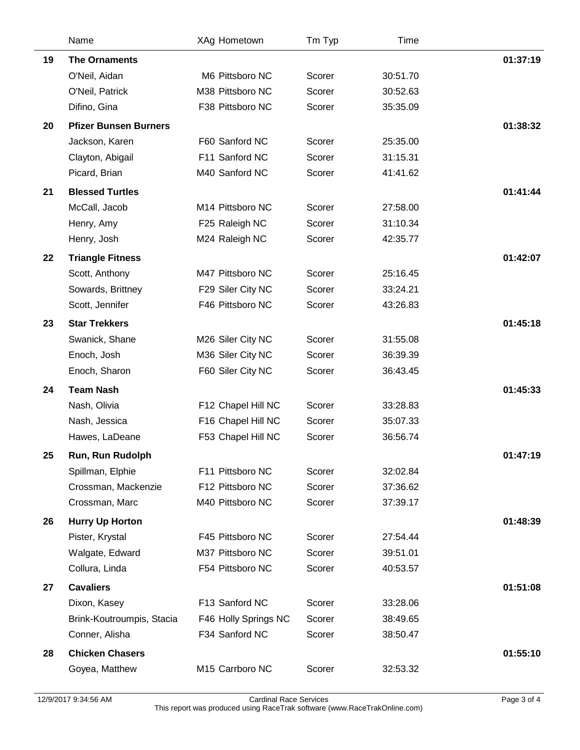|  | Name | XAg Hometown | Tm Typ | Time |  |
|---|---|---|---|---|---|
| 19 | **The Ornaments** |  |  |  | **01:37:19** |
|  | O'Neil, Aidan | M6 Pittsboro NC | Scorer | 30:51.70 |  |
|  | O'Neil, Patrick | M38 Pittsboro NC | Scorer | 30:52.63 |  |
|  | Difino, Gina | F38 Pittsboro NC | Scorer | 35:35.09 |  |
| 20 | **Pfizer Bunsen Burners** |  |  |  | **01:38:32** |
|  | Jackson, Karen | F60 Sanford NC | Scorer | 25:35.00 |  |
|  | Clayton, Abigail | F11 Sanford NC | Scorer | 31:15.31 |  |
|  | Picard, Brian | M40 Sanford NC | Scorer | 41:41.62 |  |
| 21 | **Blessed Turtles** |  |  |  | **01:41:44** |
|  | McCall, Jacob | M14 Pittsboro NC | Scorer | 27:58.00 |  |
|  | Henry, Amy | F25 Raleigh NC | Scorer | 31:10.34 |  |
|  | Henry, Josh | M24 Raleigh NC | Scorer | 42:35.77 |  |
| 22 | **Triangle Fitness** |  |  |  | **01:42:07** |
|  | Scott, Anthony | M47 Pittsboro NC | Scorer | 25:16.45 |  |
|  | Sowards, Brittney | F29 Siler City NC | Scorer | 33:24.21 |  |
|  | Scott, Jennifer | F46 Pittsboro NC | Scorer | 43:26.83 |  |
| 23 | **Star Trekkers** |  |  |  | **01:45:18** |
|  | Swanick, Shane | M26 Siler City NC | Scorer | 31:55.08 |  |
|  | Enoch, Josh | M36 Siler City NC | Scorer | 36:39.39 |  |
|  | Enoch, Sharon | F60 Siler City NC | Scorer | 36:43.45 |  |
| 24 | **Team Nash** |  |  |  | **01:45:33** |
|  | Nash, Olivia | F12 Chapel Hill NC | Scorer | 33:28.83 |  |
|  | Nash, Jessica | F16 Chapel Hill NC | Scorer | 35:07.33 |  |
|  | Hawes, LaDeane | F53 Chapel Hill NC | Scorer | 36:56.74 |  |
| 25 | **Run, Run Rudolph** |  |  |  | **01:47:19** |
|  | Spillman, Elphie | F11 Pittsboro NC | Scorer | 32:02.84 |  |
|  | Crossman, Mackenzie | F12 Pittsboro NC | Scorer | 37:36.62 |  |
|  | Crossman, Marc | M40 Pittsboro NC | Scorer | 37:39.17 |  |
| 26 | **Hurry Up Horton** |  |  |  | **01:48:39** |
|  | Pister, Krystal | F45 Pittsboro NC | Scorer | 27:54.44 |  |
|  | Walgate, Edward | M37 Pittsboro NC | Scorer | 39:51.01 |  |
|  | Collura, Linda | F54 Pittsboro NC | Scorer | 40:53.57 |  |
| 27 | **Cavaliers** |  |  |  | **01:51:08** |
|  | Dixon, Kasey | F13 Sanford NC | Scorer | 33:28.06 |  |
|  | Brink-Koutroumpis, Stacia | F46 Holly Springs NC | Scorer | 38:49.65 |  |
|  | Conner, Alisha | F34 Sanford NC | Scorer | 38:50.47 |  |
| 28 | **Chicken Chasers** |  |  |  | **01:55:10** |
|  | Goyea, Matthew | M15 Carrboro NC | Scorer | 32:53.32 |  |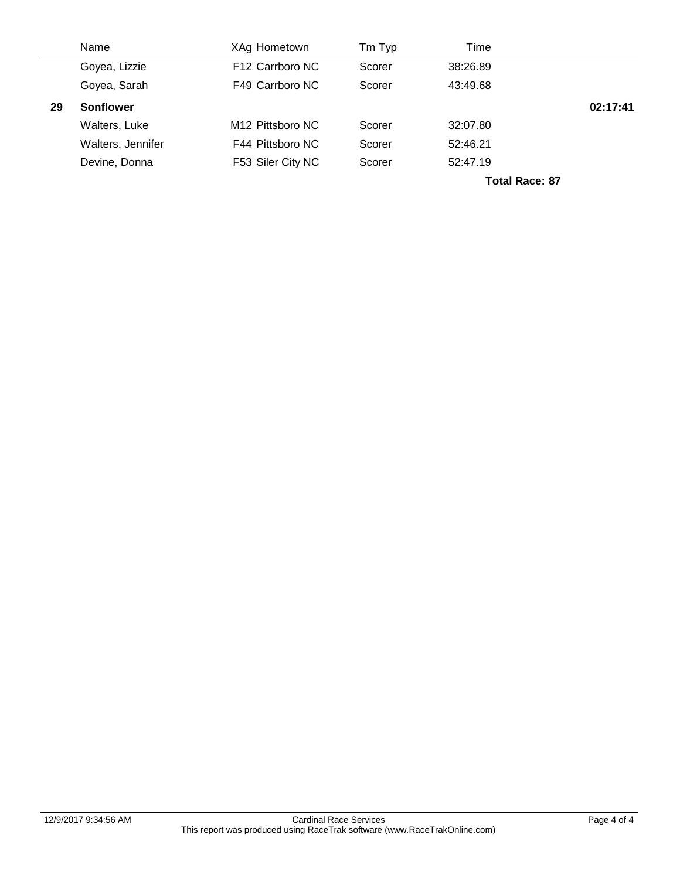| | Name | XAg | Hometown | Tm Typ | Time | |
|---|---|---|---|---|---|---|
| | Goyea, Lizzie | F12 | Carrboro NC | Scorer | 38:26.89 | |
| | Goyea, Sarah | F49 | Carrboro NC | Scorer | 43:49.68 | |
| **29** | **Sonflower** | | | | | **02:17:41** |
| | Walters, Luke | M12 | Pittsboro NC | Scorer | 32:07.80 | |
| | Walters, Jennifer | F44 | Pittsboro NC | Scorer | 52:46.21 | |
| | Devine, Donna | F53 | Siler City NC | Scorer | 52:47.19 | |

**Total Race: 87**

12/9/2017 9:34:56 AM

Cardinal Race Services
This report was produced using RaceTrak software (www.RaceTrakOnline.com)